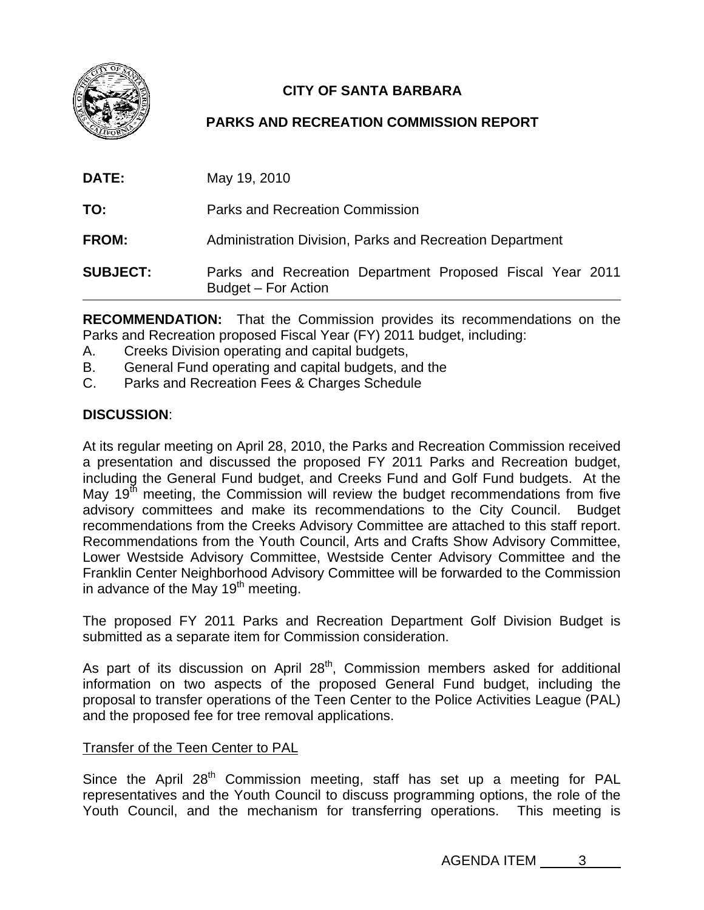**CITY OF SANTA BARBARA**

**PARKS AND RECREATION COMMISSION REPORT**

| | |
|---|---|
| **DATE:** | May 19, 2010 |
| **TO:** | Parks and Recreation Commission |
| **FROM:** | Administration Division, Parks and Recreation Department |
| **SUBJECT:** | Parks and Recreation Department Proposed Fiscal Year 2011 Budget – For Action |

**RECOMMENDATION:** That the Commission provides its recommendations on the Parks and Recreation proposed Fiscal Year (FY) 2011 budget, including:

A. Creeks Division operating and capital budgets,
B. General Fund operating and capital budgets, and the
C. Parks and Recreation Fees & Charges Schedule

**DISCUSSION**:

At its regular meeting on April 28, 2010, the Parks and Recreation Commission received a presentation and discussed the proposed FY 2011 Parks and Recreation budget, including the General Fund budget, and Creeks Fund and Golf Fund budgets. At the May 19th meeting, the Commission will review the budget recommendations from five advisory committees and make its recommendations to the City Council. Budget recommendations from the Creeks Advisory Committee are attached to this staff report. Recommendations from the Youth Council, Arts and Crafts Show Advisory Committee, Lower Westside Advisory Committee, Westside Center Advisory Committee and the Franklin Center Neighborhood Advisory Committee will be forwarded to the Commission in advance of the May 19th meeting.

The proposed FY 2011 Parks and Recreation Department Golf Division Budget is submitted as a separate item for Commission consideration.

As part of its discussion on April 28th, Commission members asked for additional information on two aspects of the proposed General Fund budget, including the proposal to transfer operations of the Teen Center to the Police Activities League (PAL) and the proposed fee for tree removal applications.

Transfer of the Teen Center to PAL

Since the April 28th Commission meeting, staff has set up a meeting for PAL representatives and the Youth Council to discuss programming options, the role of the Youth Council, and the mechanism for transferring operations. This meeting is

AGENDA ITEM 3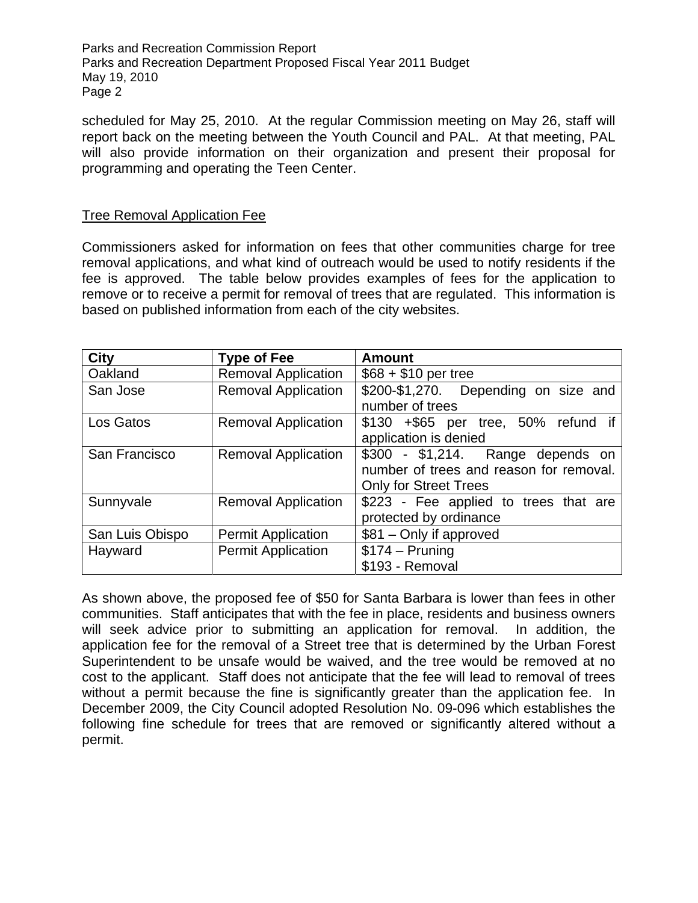scheduled for May 25, 2010. At the regular Commission meeting on May 26, staff will report back on the meeting between the Youth Council and PAL. At that meeting, PAL will also provide information on their organization and present their proposal for programming and operating the Teen Center.

## Tree Removal Application Fee

Commissioners asked for information on fees that other communities charge for tree removal applications, and what kind of outreach would be used to notify residents if the fee is approved. The table below provides examples of fees for the application to remove or to receive a permit for removal of trees that are regulated. This information is based on published information from each of the city websites.

| City | Type of Fee | Amount |
|---|---|---|
| Oakland | Removal Application | $68 + $10 per tree |
| San Jose | Removal Application | $200-$1,270. Depending on size and number of trees |
| Los Gatos | Removal Application | $130 +$65 per tree, 50% refund if application is denied |
| San Francisco | Removal Application | $300 - $1,214. Range depends on number of trees and reason for removal. Only for Street Trees |
| Sunnyvale | Removal Application | $223 - Fee applied to trees that are protected by ordinance |
| San Luis Obispo | Permit Application | $81 – Only if approved |
| Hayward | Permit Application | $174 – Pruning<br>$193 - Removal |

As shown above, the proposed fee of $50 for Santa Barbara is lower than fees in other communities. Staff anticipates that with the fee in place, residents and business owners will seek advice prior to submitting an application for removal. In addition, the application fee for the removal of a Street tree that is determined by the Urban Forest Superintendent to be unsafe would be waived, and the tree would be removed at no cost to the applicant. Staff does not anticipate that the fee will lead to removal of trees without a permit because the fine is significantly greater than the application fee. In December 2009, the City Council adopted Resolution No. 09-096 which establishes the following fine schedule for trees that are removed or significantly altered without a permit.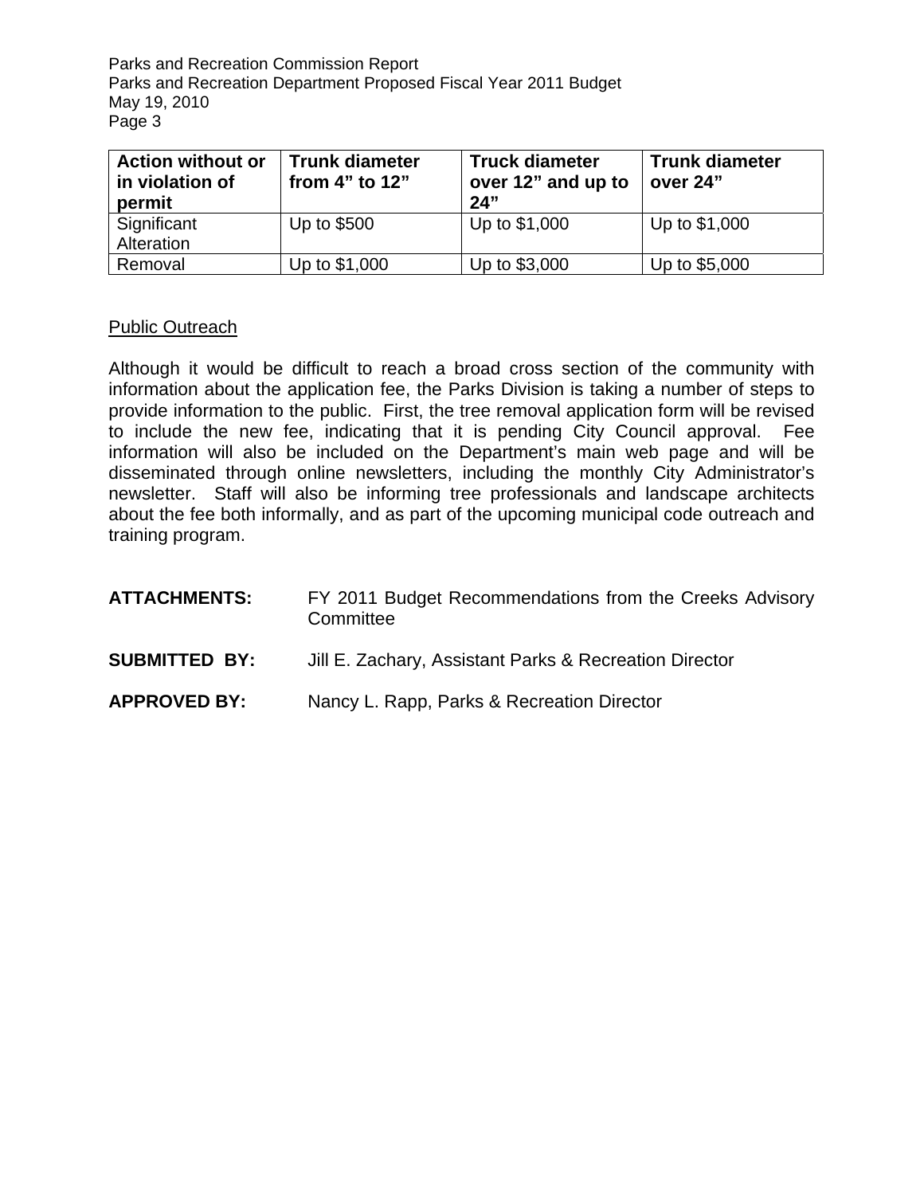| Action without or in violation of permit | Trunk diameter from 4" to 12" | Truck diameter over 12" and up to 24" | Trunk diameter over 24" |
|---|---|---|---|
| Significant Alteration | Up to $500 | Up to $1,000 | Up to $1,000 |
| Removal | Up to $1,000 | Up to $3,000 | Up to $5,000 |

Public Outreach

Although it would be difficult to reach a broad cross section of the community with information about the application fee, the Parks Division is taking a number of steps to provide information to the public. First, the tree removal application form will be revised to include the new fee, indicating that it is pending City Council approval. Fee information will also be included on the Department's main web page and will be disseminated through online newsletters, including the monthly City Administrator's newsletter. Staff will also be informing tree professionals and landscape architects about the fee both informally, and as part of the upcoming municipal code outreach and training program.

**ATTACHMENTS:** FY 2011 Budget Recommendations from the Creeks Advisory Committee

**SUBMITTED BY:** Jill E. Zachary, Assistant Parks & Recreation Director

**APPROVED BY:** Nancy L. Rapp, Parks & Recreation Director